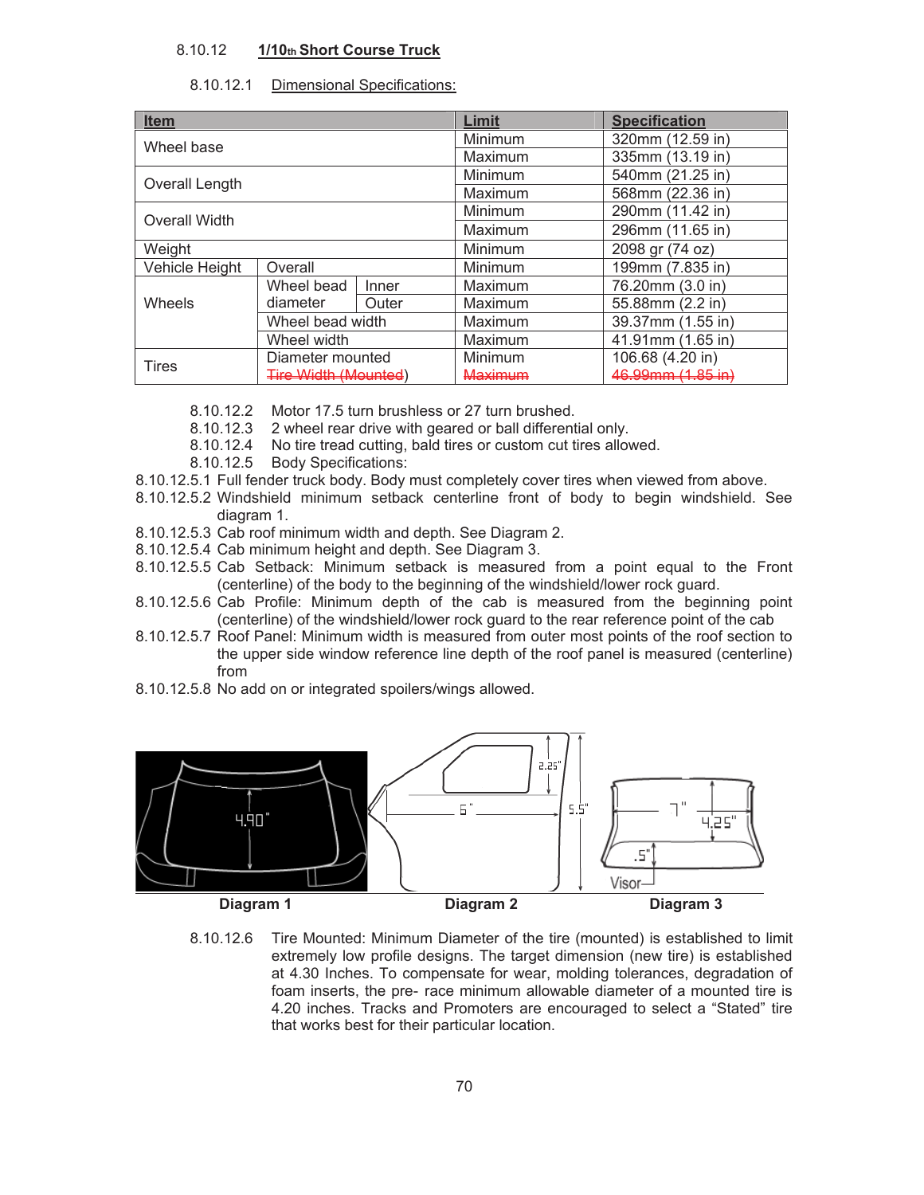8.10.12 **1/10th Short Course Truck**

8.10.12.1 Dimensional Specifications:

| Item | | | Limit | Specification |
|---|---|---|---|---|
| Wheel base | | | Minimum | 320mm (12.59 in) |
| | | | Maximum | 335mm (13.19 in) |
| Overall Length | | | Minimum | 540mm (21.25 in) |
| | | | Maximum | 568mm (22.36 in) |
| Overall Width | | | Minimum | 290mm (11.42 in) |
| | | | Maximum | 296mm (11.65 in) |
| Weight | | | Minimum | 2098 gr (74 oz) |
| Vehicle Height | Overall | | Minimum | 199mm (7.835 in) |
| Wheels | Wheel bead diameter | Inner | Maximum | 76.20mm (3.0 in) |
| | | Outer | Maximum | 55.88mm (2.2 in) |
| | Wheel bead width | | Maximum | 39.37mm (1.55 in) |
| | Wheel width | | Maximum | 41.91mm (1.65 in) |
| Tires | Diameter mounted | | Minimum | 106.68 (4.20 in) |
| | ~~Tire Width (Mounted~~) | | ~~Maximum~~ | ~~46.99mm (1.85 in)~~ |

8.10.12.2 Motor 17.5 turn brushless or 27 turn brushed.

8.10.12.3 2 wheel rear drive with geared or ball differential only.

8.10.12.4 No tire tread cutting, bald tires or custom cut tires allowed.

8.10.12.5 Body Specifications:

8.10.12.5.1 Full fender truck body. Body must completely cover tires when viewed from above.

8.10.12.5.2 Windshield minimum setback centerline front of body to begin windshield. See diagram 1.

8.10.12.5.3 Cab roof minimum width and depth. See Diagram 2.

8.10.12.5.4 Cab minimum height and depth. See Diagram 3.

8.10.12.5.5 Cab Setback: Minimum setback is measured from a point equal to the Front (centerline) of the body to the beginning of the windshield/lower rock guard.

8.10.12.5.6 Cab Profile: Minimum depth of the cab is measured from the beginning point (centerline) of the windshield/lower rock guard to the rear reference point of the cab

8.10.12.5.7 Roof Panel: Minimum width is measured from outer most points of the roof section to the upper side window reference line depth of the roof panel is measured (centerline) from

8.10.12.5.8 No add on or integrated spoilers/wings allowed.

4.90"

Diagram 1

2.25" 5" 5.5"

Diagram 2

7" 4.25" .5" Visor

Diagram 3

8.10.12.6 Tire Mounted: Minimum Diameter of the tire (mounted) is established to limit extremely low profile designs. The target dimension (new tire) is established at 4.30 Inches. To compensate for wear, molding tolerances, degradation of foam inserts, the pre- race minimum allowable diameter of a mounted tire is 4.20 inches. Tracks and Promoters are encouraged to select a "Stated" tire that works best for their particular location.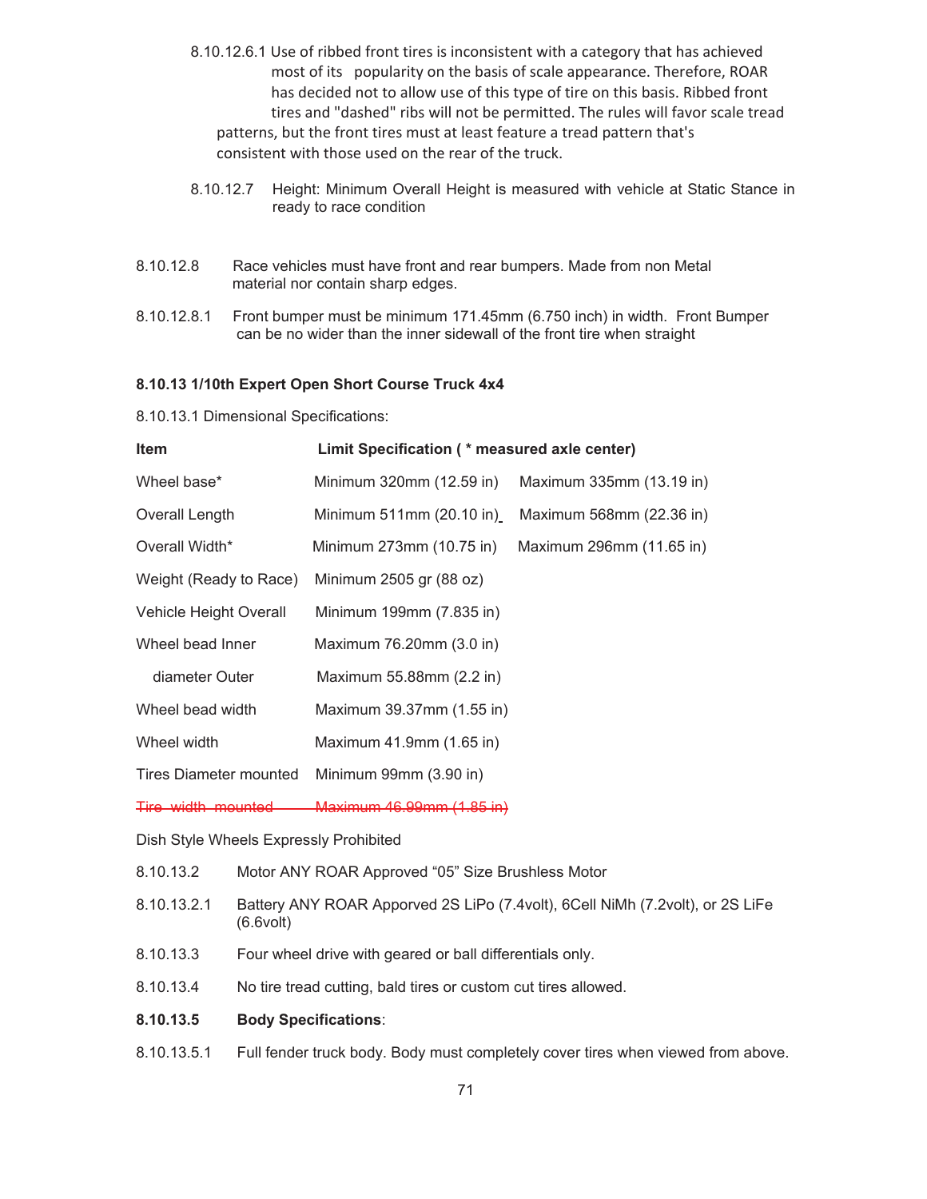8.10.12.6.1 Use of ribbed front tires is inconsistent with a category that has achieved most of its popularity on the basis of scale appearance. Therefore, ROAR has decided not to allow use of this type of tire on this basis. Ribbed front tires and "dashed" ribs will not be permitted. The rules will favor scale tread patterns, but the front tires must at least feature a tread pattern that's consistent with those used on the rear of the truck.

8.10.12.7 Height: Minimum Overall Height is measured with vehicle at Static Stance in ready to race condition

8.10.12.8 Race vehicles must have front and rear bumpers. Made from non Metal material nor contain sharp edges.

8.10.12.8.1 Front bumper must be minimum 171.45mm (6.750 inch) in width. Front Bumper can be no wider than the inner sidewall of the front tire when straight

**8.10.13 1/10th Expert Open Short Course Truck 4x4**

8.10.13.1 Dimensional Specifications:

| Item | Limit Specification ( * measured axle center) | |
|---|---|---|
| Wheel base* | Minimum 320mm (12.59 in) | Maximum 335mm (13.19 in) |
| Overall Length | Minimum 511mm (20.10 in) | Maximum 568mm (22.36 in) |
| Overall Width* | Minimum 273mm (10.75 in) | Maximum 296mm (11.65 in) |
| Weight (Ready to Race) | Minimum 2505 gr (88 oz) | |
| Vehicle Height Overall | Minimum 199mm (7.835 in) | |
| Wheel bead Inner | Maximum 76.20mm (3.0 in) | |
| diameter Outer | Maximum 55.88mm (2.2 in) | |
| Wheel bead width | Maximum 39.37mm (1.55 in) | |
| Wheel width | Maximum 41.9mm (1.65 in) | |
| Tires Diameter mounted | Minimum 99mm (3.90 in) | |
| ~~Tire width mounted~~ | ~~Maximum 46.99mm (1.85 in)~~ | |

Dish Style Wheels Expressly Prohibited

8.10.13.2 Motor ANY ROAR Approved “05” Size Brushless Motor

8.10.13.2.1 Battery ANY ROAR Apporved 2S LiPo (7.4volt), 6Cell NiMh (7.2volt), or 2S LiFe (6.6volt)

8.10.13.3 Four wheel drive with geared or ball differentials only.

8.10.13.4 No tire tread cutting, bald tires or custom cut tires allowed.

**8.10.13.5 Body Specifications**:

8.10.13.5.1 Full fender truck body. Body must completely cover tires when viewed from above.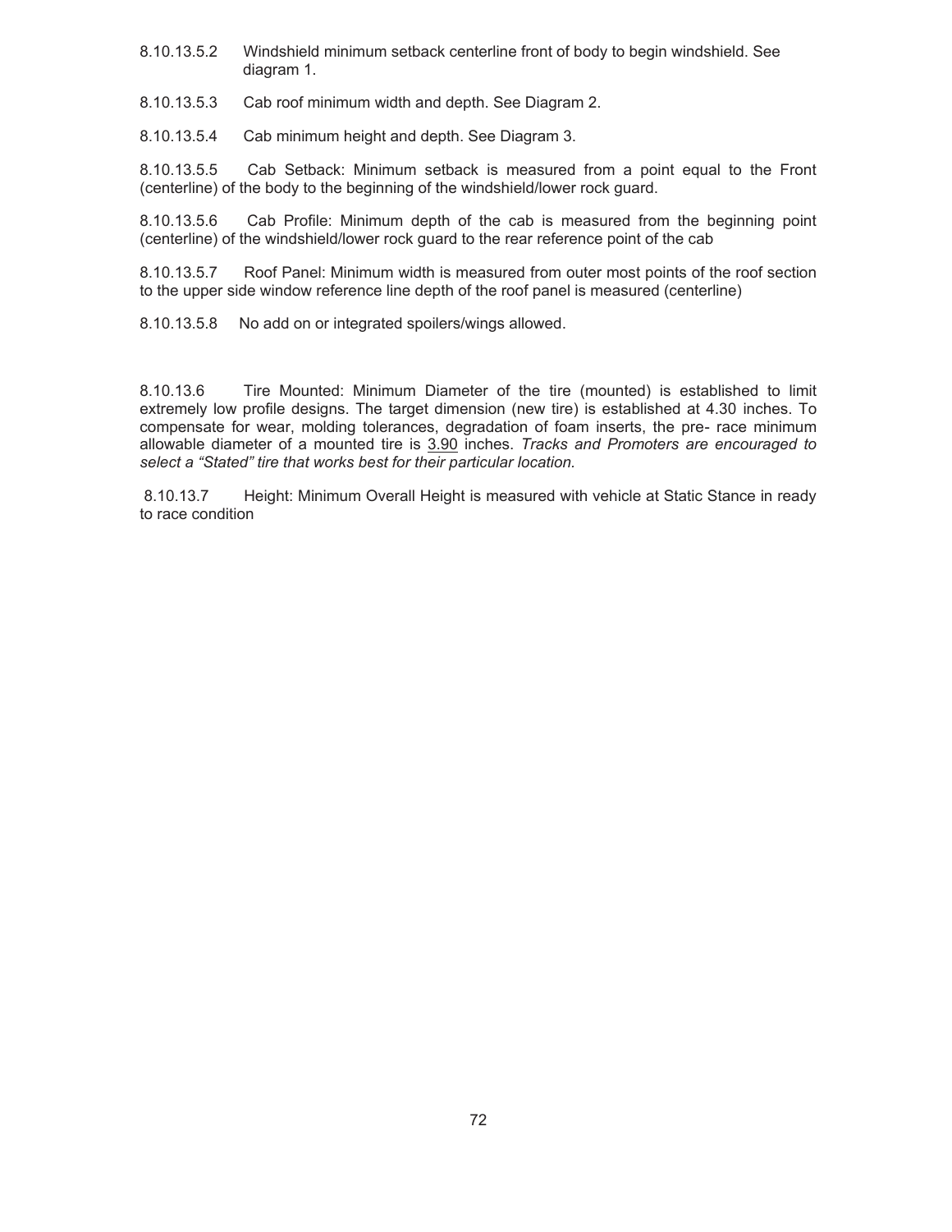8.10.13.5.2 Windshield minimum setback centerline front of body to begin windshield. See diagram 1.

8.10.13.5.3 Cab roof minimum width and depth. See Diagram 2.

8.10.13.5.4 Cab minimum height and depth. See Diagram 3.

8.10.13.5.5 Cab Setback: Minimum setback is measured from a point equal to the Front (centerline) of the body to the beginning of the windshield/lower rock guard.

8.10.13.5.6 Cab Profile: Minimum depth of the cab is measured from the beginning point (centerline) of the windshield/lower rock guard to the rear reference point of the cab

8.10.13.5.7 Roof Panel: Minimum width is measured from outer most points of the roof section to the upper side window reference line depth of the roof panel is measured (centerline)

8.10.13.5.8 No add on or integrated spoilers/wings allowed.

8.10.13.6 Tire Mounted: Minimum Diameter of the tire (mounted) is established to limit extremely low profile designs. The target dimension (new tire) is established at 4.30 inches. To compensate for wear, molding tolerances, degradation of foam inserts, the pre- race minimum allowable diameter of a mounted tire is <u>3.90</u> inches. *Tracks and Promoters are encouraged to select a "Stated" tire that works best for their particular location.*

8.10.13.7 Height: Minimum Overall Height is measured with vehicle at Static Stance in ready to race condition